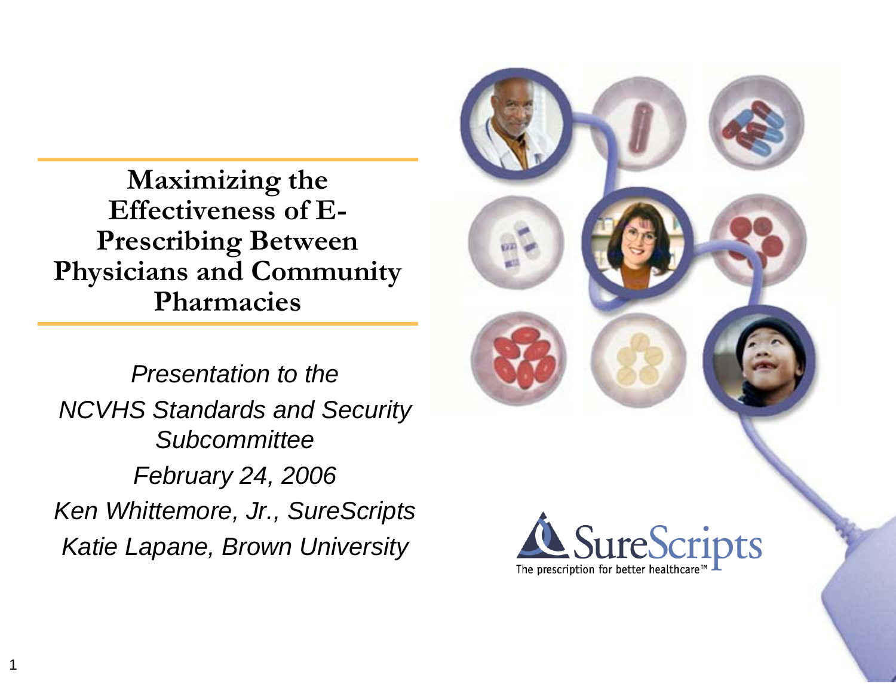# Maximizing the Effectiveness of E-Prescribing Between Physicians and Community Pharmacies

*Presentation to the*

*NCVHS Standards and Security Subcommittee*

*February 24, 2006*

*Ken Whittemore, Jr., SureScripts*

*Katie Lapane, Brown University*

SureScripts

The prescription for better healthcare™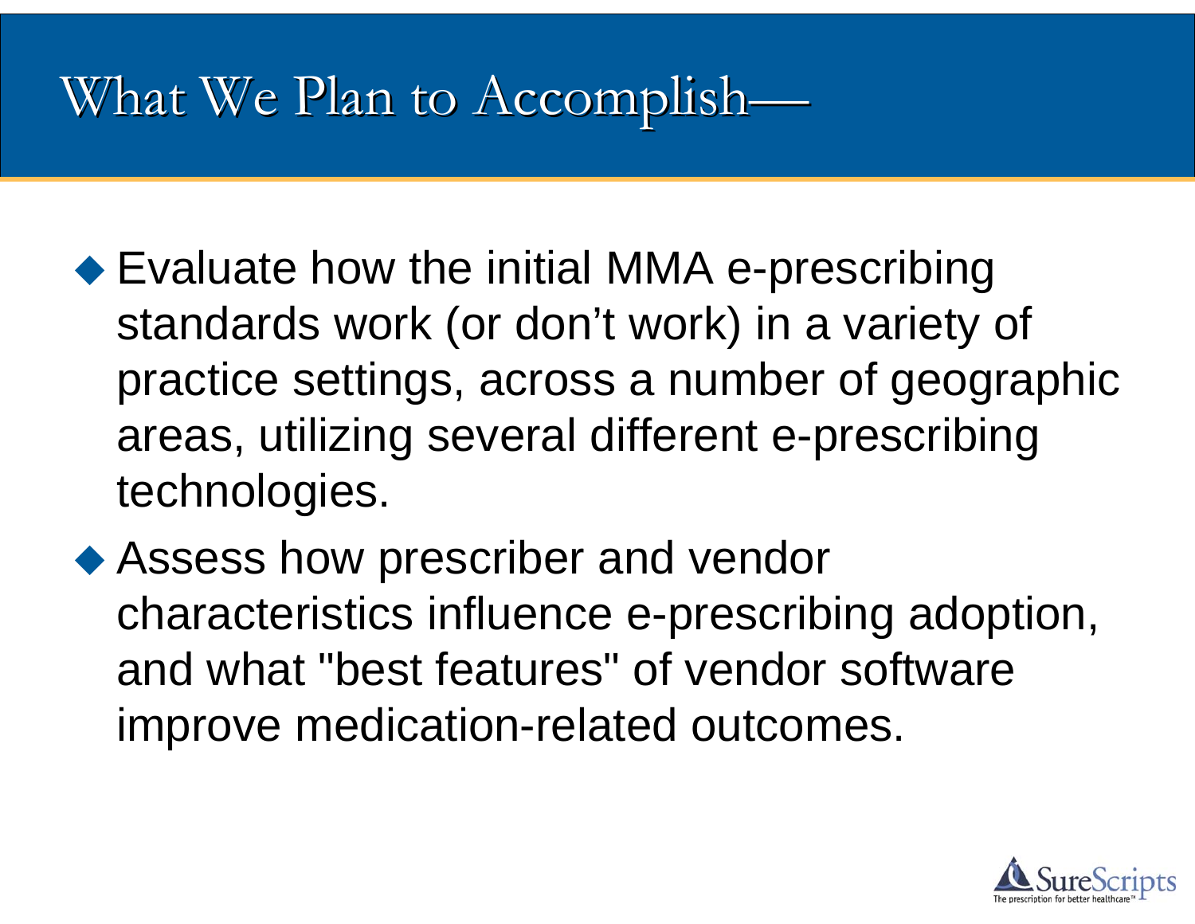# What We Plan to Accomplish—

- Evaluate how the initial MMA e-prescribing standards work (or don’t work) in a variety of practice settings, across a number of geographic areas, utilizing several different e-prescribing technologies.
- Assess how prescriber and vendor characteristics influence e-prescribing adoption, and what "best features" of vendor software improve medication-related outcomes.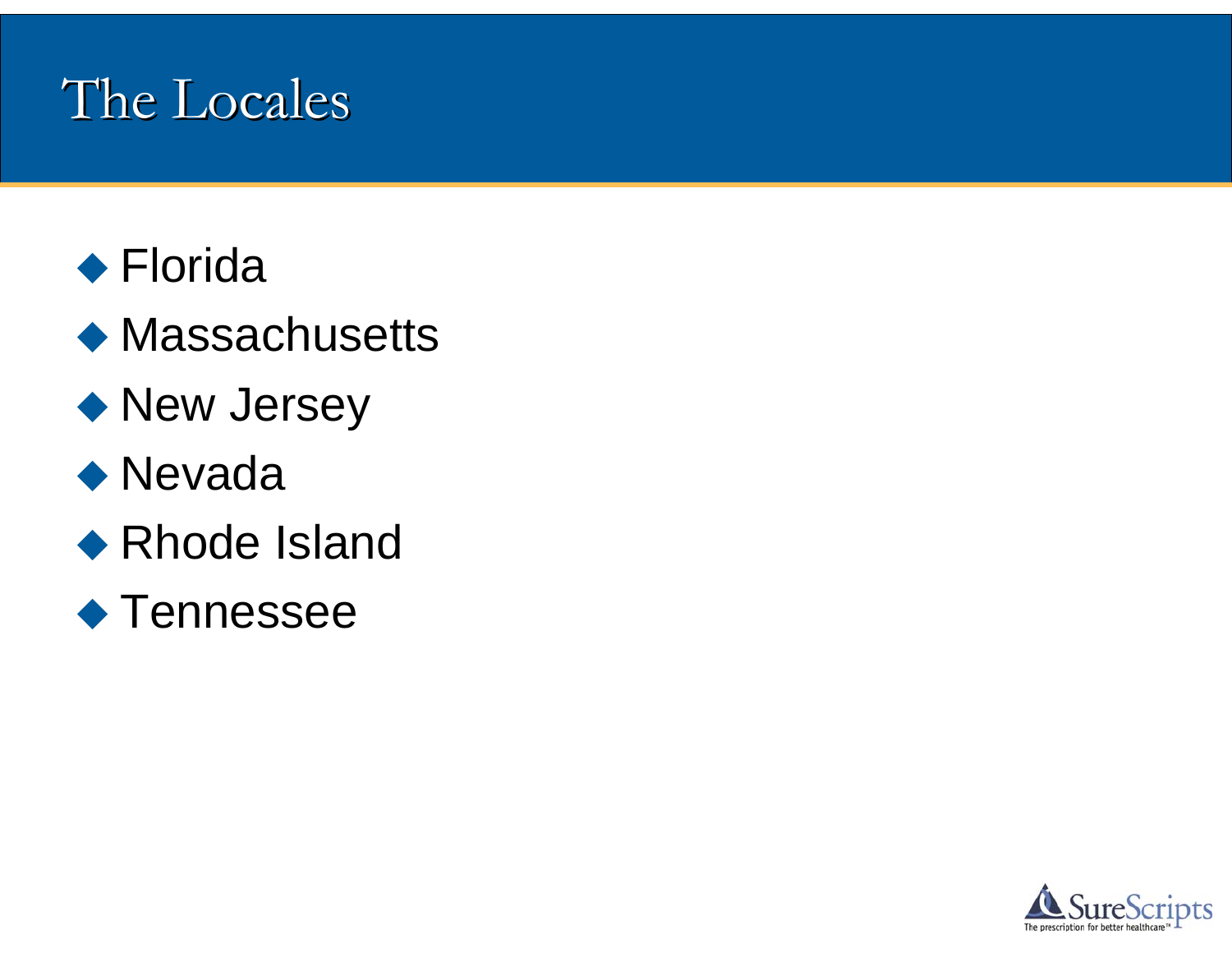# The Locales

- Florida
- Massachusetts
- New Jersey
- Nevada
- Rhode Island
- Tennessee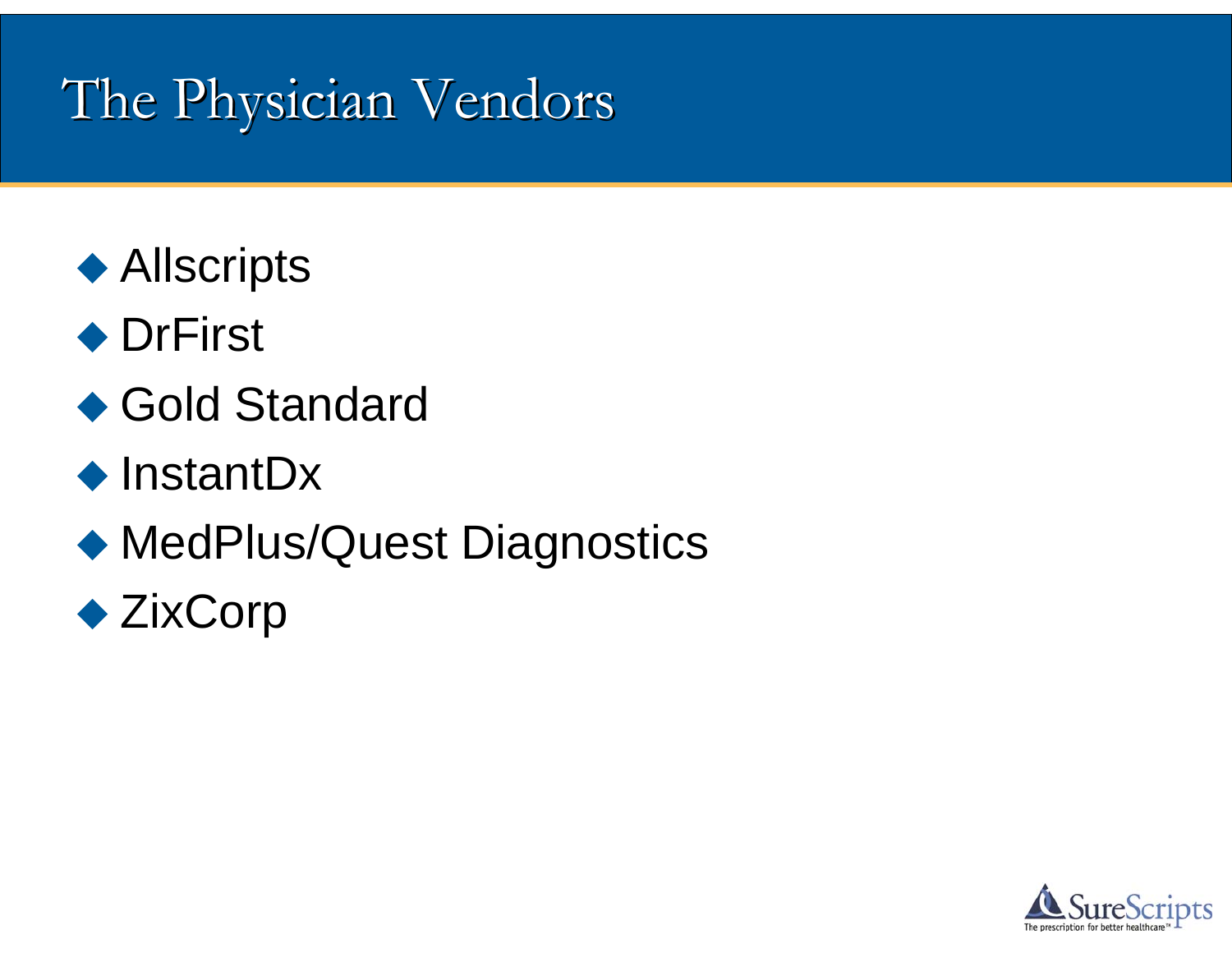# The Physician Vendors

- Allscripts
- DrFirst
- Gold Standard
- InstantDx
- MedPlus/Quest Diagnostics
- ZixCorp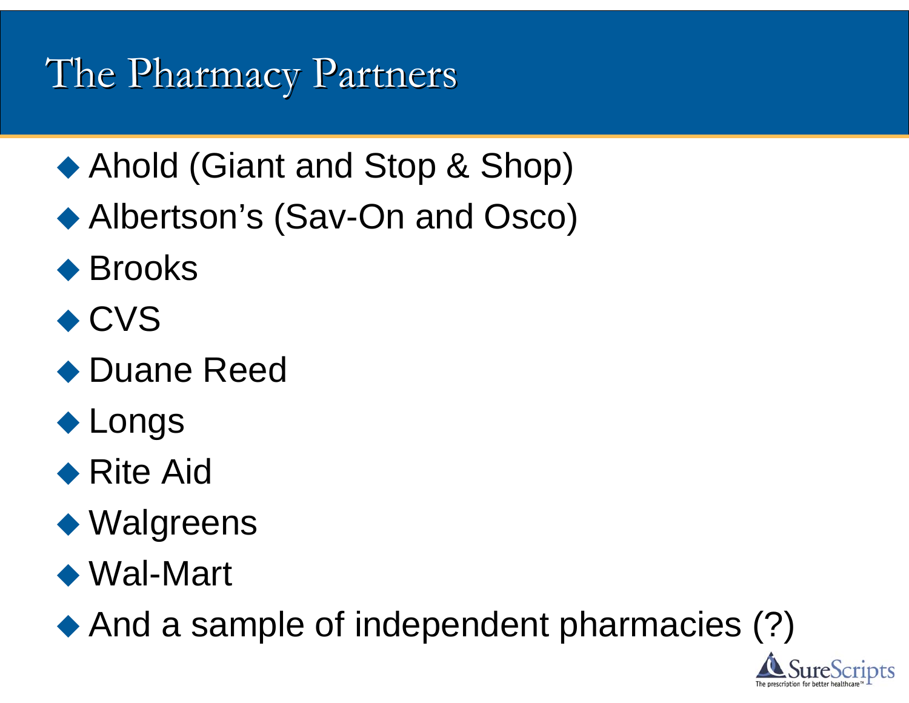# The Pharmacy Partners

- Ahold (Giant and Stop & Shop)
- Albertson's (Sav-On and Osco)
- Brooks
- CVS
- Duane Reed
- Longs
- Rite Aid
- Walgreens
- Wal-Mart
- And a sample of independent pharmacies (?)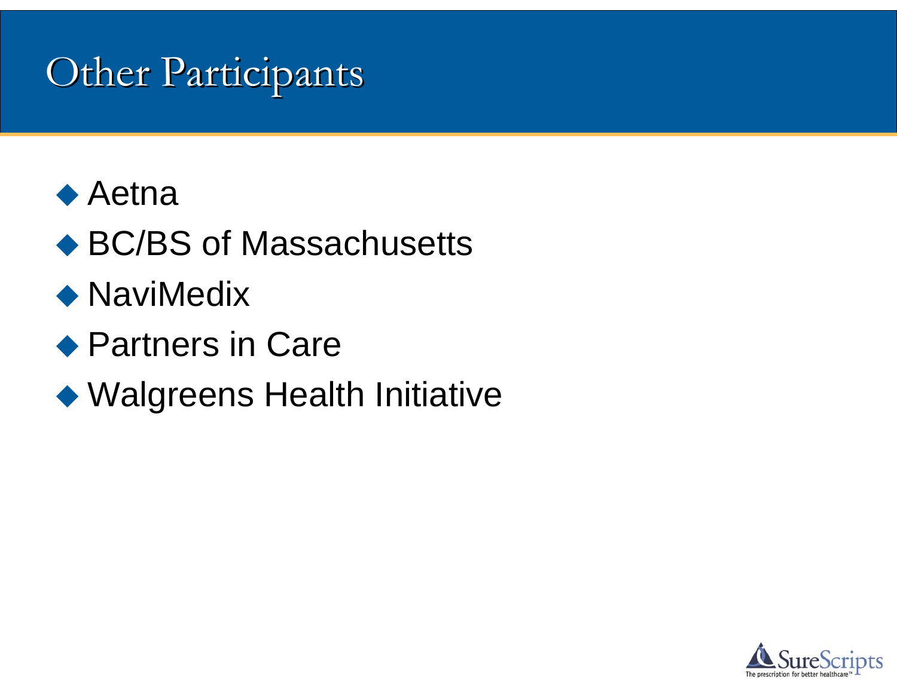# Other Participants

- Aetna
- BC/BS of Massachusetts
- NaviMedix
- Partners in Care
- Walgreens Health Initiative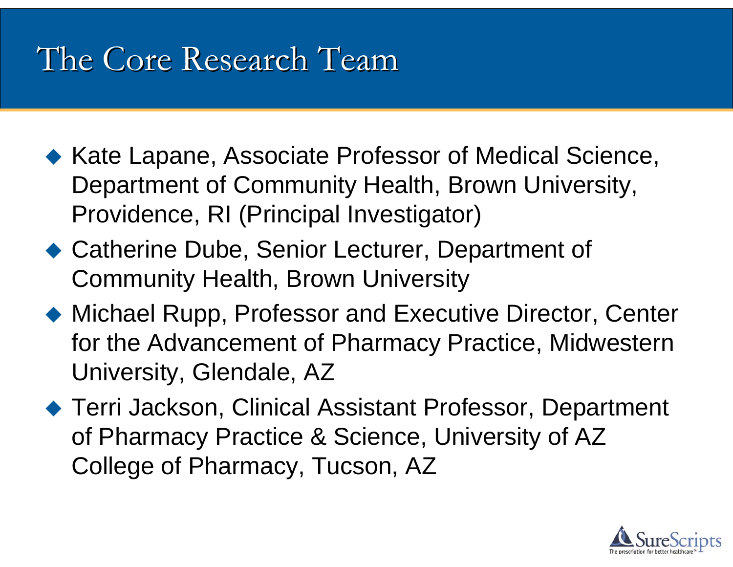# The Core Research Team

- Kate Lapane, Associate Professor of Medical Science, Department of Community Health, Brown University, Providence, RI (Principal Investigator)
- Catherine Dube, Senior Lecturer, Department of Community Health, Brown University
- Michael Rupp, Professor and Executive Director, Center for the Advancement of Pharmacy Practice, Midwestern University, Glendale, AZ
- Terri Jackson, Clinical Assistant Professor, Department of Pharmacy Practice & Science, University of AZ College of Pharmacy, Tucson, AZ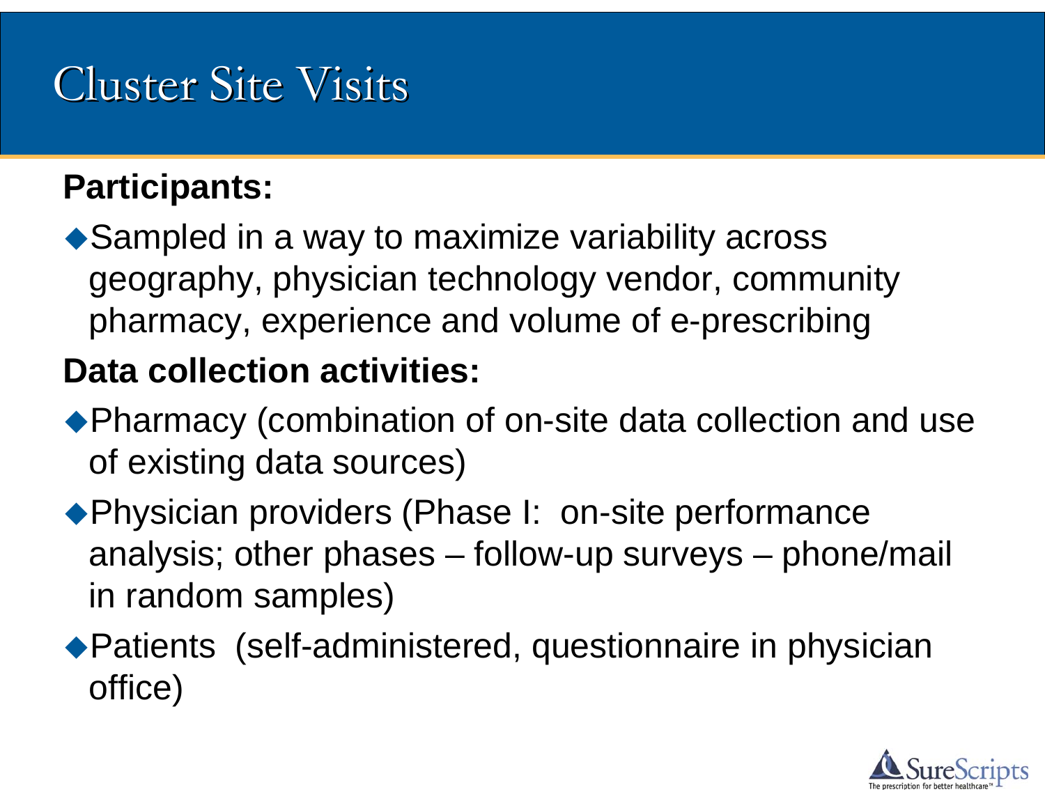# Cluster Site Visits

**Participants:**

- Sampled in a way to maximize variability across geography, physician technology vendor, community pharmacy, experience and volume of e-prescribing

**Data collection activities:**

- Pharmacy (combination of on-site data collection and use of existing data sources)
- Physician providers (Phase I: on-site performance analysis; other phases – follow-up surveys – phone/mail in random samples)
- Patients (self-administered, questionnaire in physician office)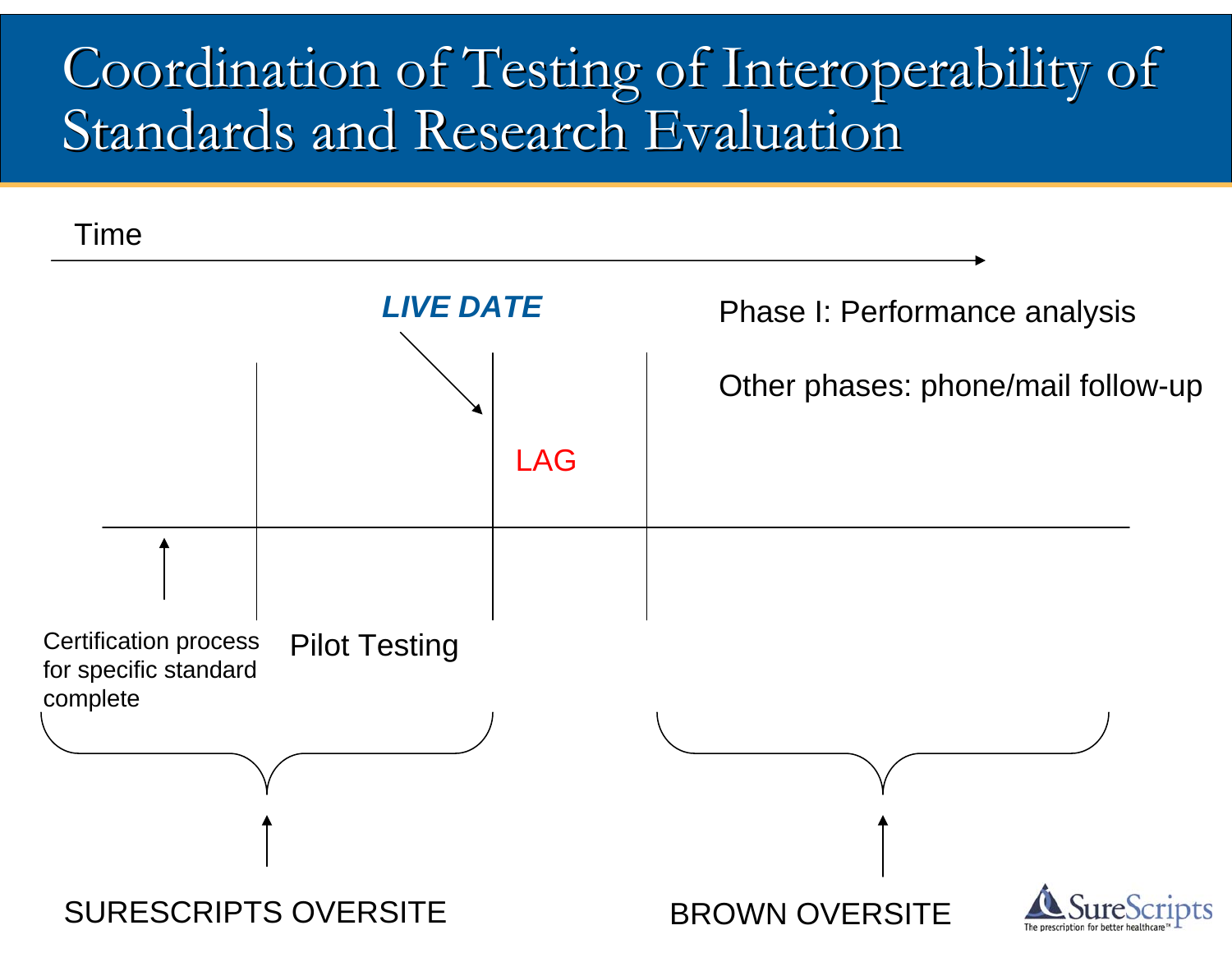# Coordination of Testing of Interoperability of Standards and Research Evaluation

Time

***LIVE DATE***

Phase I: Performance analysis

Other phases: phone/mail follow-up

LAG

Certification process for specific standard complete

Pilot Testing

SURESCRIPTS OVERSITE

BROWN OVERSITE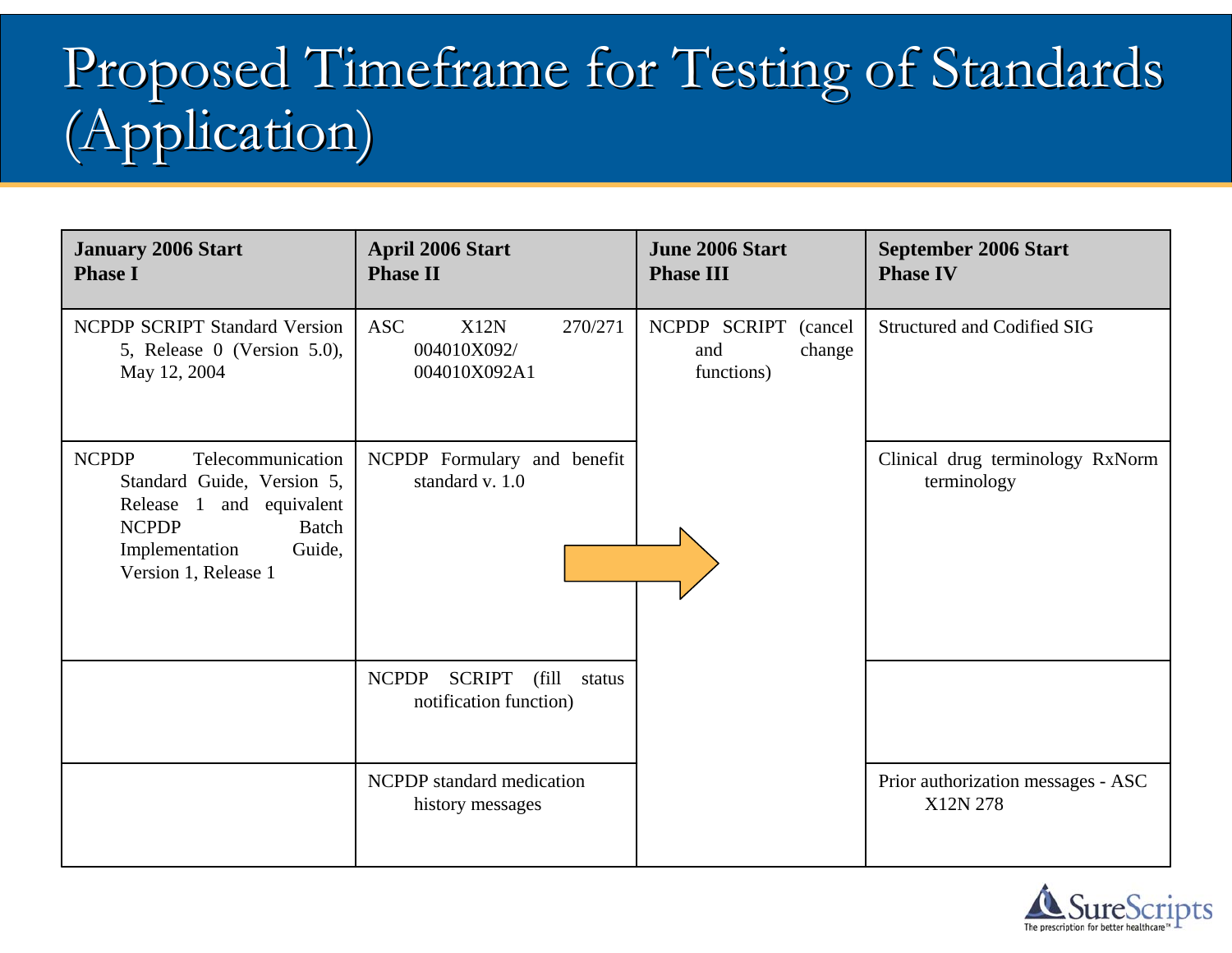# Proposed Timeframe for Testing of Standards (Application)

| January 2006 Start Phase I | April 2006 Start Phase II | June 2006 Start Phase III | September 2006 Start Phase IV |
|---|---|---|---|
| NCPDP SCRIPT Standard Version 5, Release 0 (Version 5.0), May 12, 2004 | ASC X12N 270/271 004010X092/ 004010X092A1 | NCPDP SCRIPT (cancel and change functions) | Structured and Codified SIG |
| NCPDP Telecommunication Standard Guide, Version 5, Release 1 and equivalent NCPDP Batch Implementation Guide, Version 1, Release 1 | NCPDP Formulary and benefit standard v. 1.0 | | Clinical drug terminology RxNorm terminology |
| | NCPDP SCRIPT (fill status notification function) | | |
| | NCPDP standard medication history messages | | Prior authorization messages - ASC X12N 278 |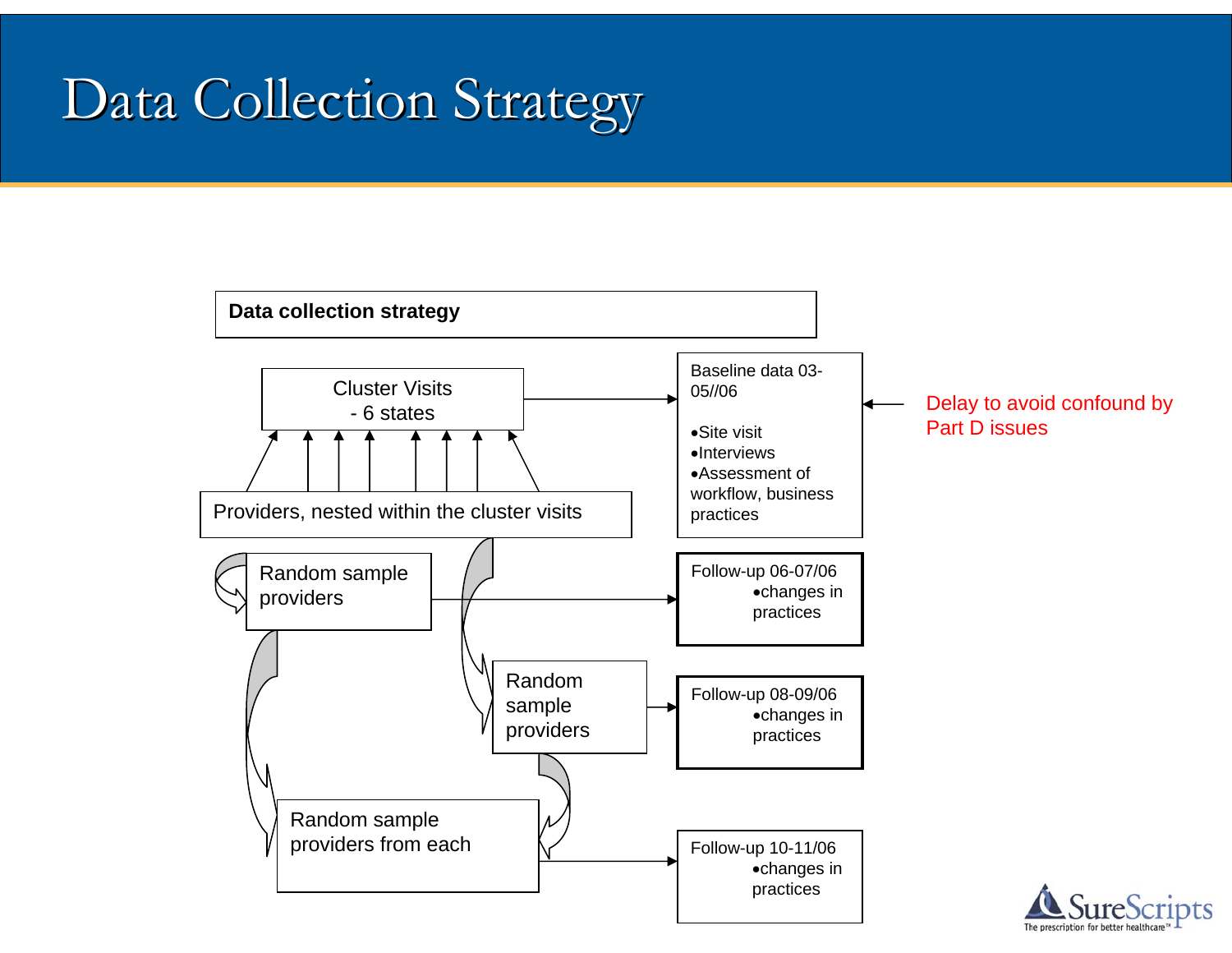# Data Collection Strategy

**Data collection strategy**

Cluster Visits
- 6 states

Providers, nested within the cluster visits

Random sample providers

Random sample providers

Random sample providers from each

Baseline data 03-05//06

- Site visit
- Interviews
- Assessment of workflow, business practices

Delay to avoid confound by Part D issues

Follow-up 06-07/06
- changes in practices

Follow-up 08-09/06
- changes in practices

Follow-up 10-11/06
- changes in practices

SureScripts
The prescription for better healthcare™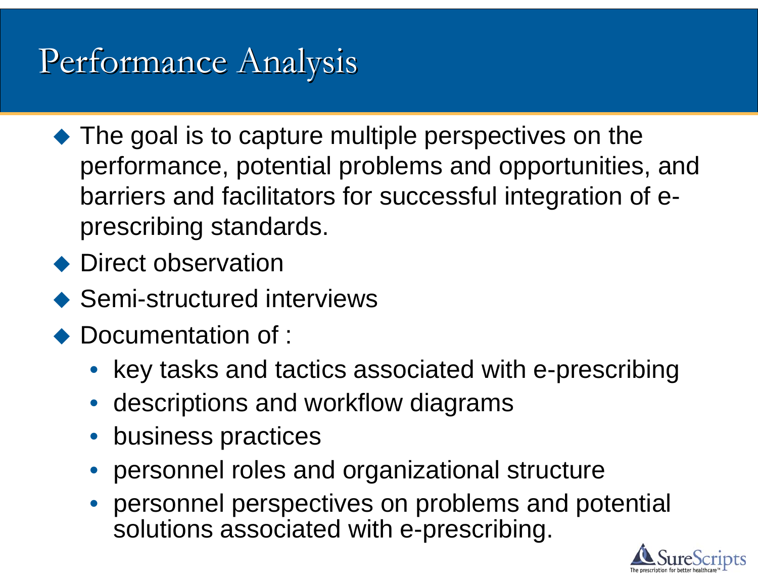# Performance Analysis

- The goal is to capture multiple perspectives on the performance, potential problems and opportunities, and barriers and facilitators for successful integration of e-prescribing standards.
- Direct observation
- Semi-structured interviews
- Documentation of :
  - key tasks and tactics associated with e-prescribing
  - descriptions and workflow diagrams
  - business practices
  - personnel roles and organizational structure
  - personnel perspectives on problems and potential solutions associated with e-prescribing.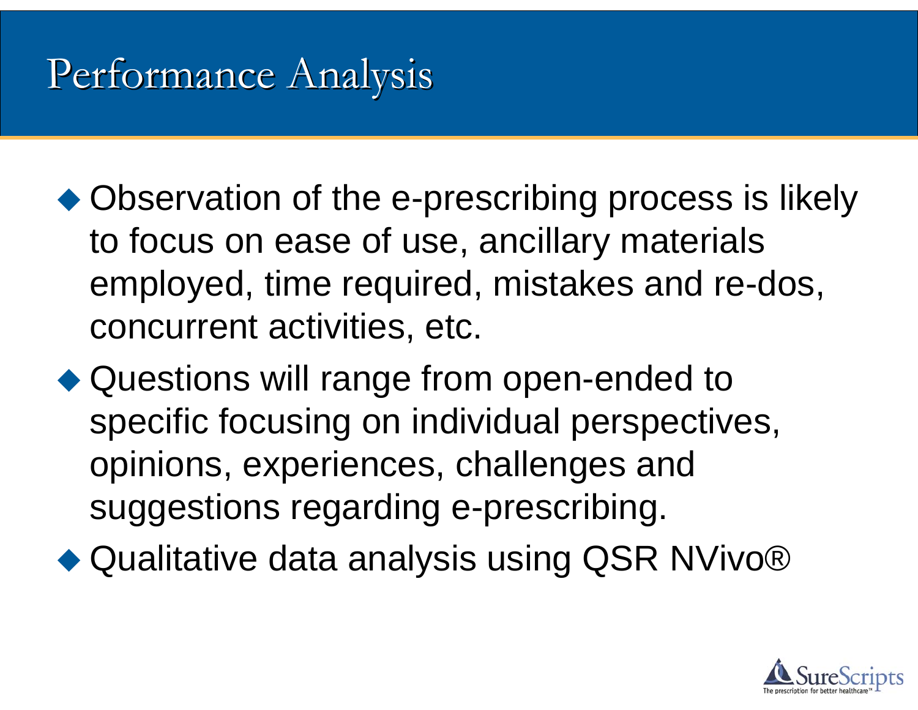# Performance Analysis

- Observation of the e-prescribing process is likely to focus on ease of use, ancillary materials employed, time required, mistakes and re-dos, concurrent activities, etc.
- Questions will range from open-ended to specific focusing on individual perspectives, opinions, experiences, challenges and suggestions regarding e-prescribing.
- Qualitative data analysis using QSR NVivo®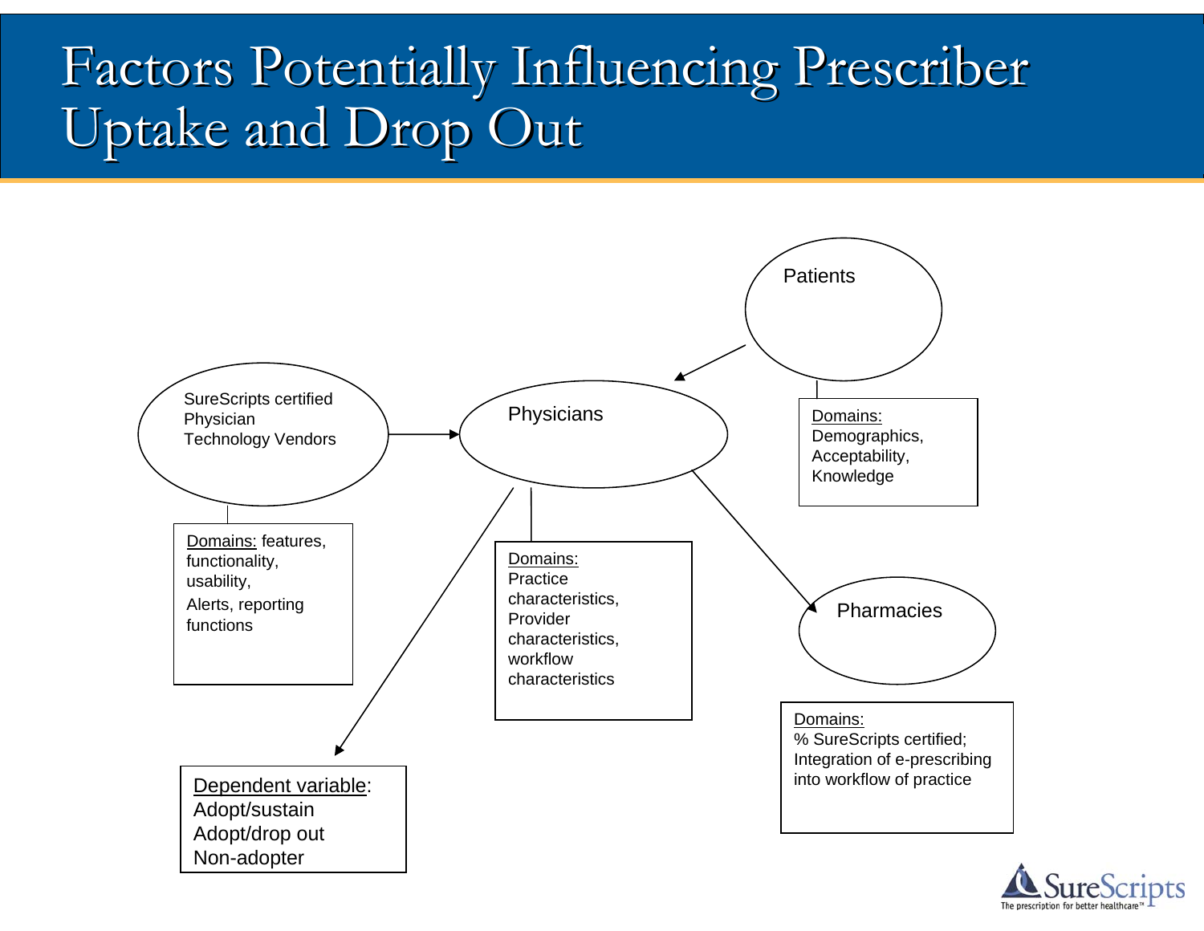# Factors Potentially Influencing Prescriber Uptake and Drop Out

Patients

Domains: Demographics, Acceptability, Knowledge

SureScripts certified Physician Technology Vendors

Domains: features, functionality, usability, Alerts, reporting functions

Physicians

Domains: Practice characteristics, Provider characteristics, workflow characteristics

Pharmacies

Domains: % SureScripts certified; Integration of e-prescribing into workflow of practice

Dependent variable:
Adopt/sustain
Adopt/drop out
Non-adopter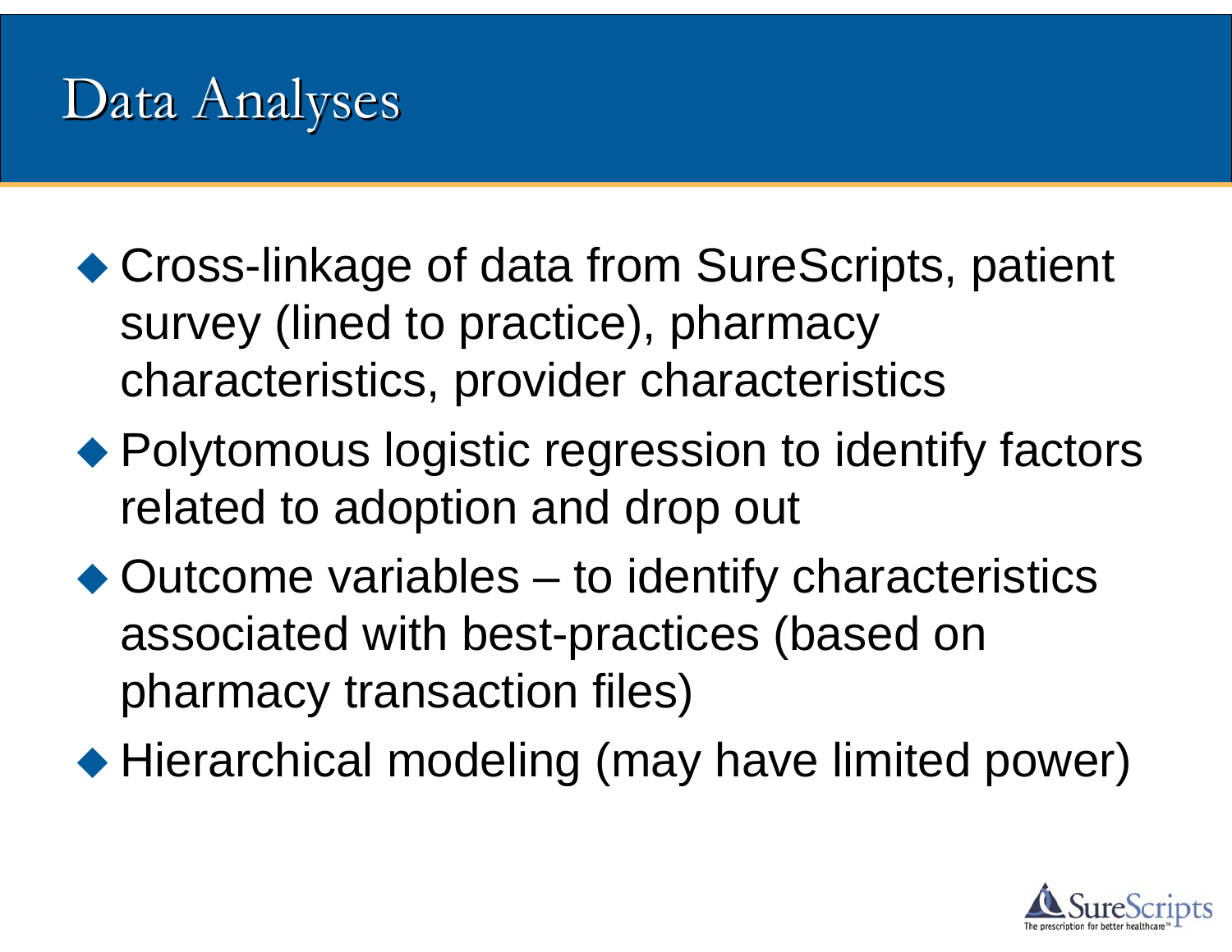# Data Analyses

- Cross-linkage of data from SureScripts, patient survey (lined to practice), pharmacy characteristics, provider characteristics
- Polytomous logistic regression to identify factors related to adoption and drop out
- Outcome variables – to identify characteristics associated with best-practices (based on pharmacy transaction files)
- Hierarchical modeling (may have limited power)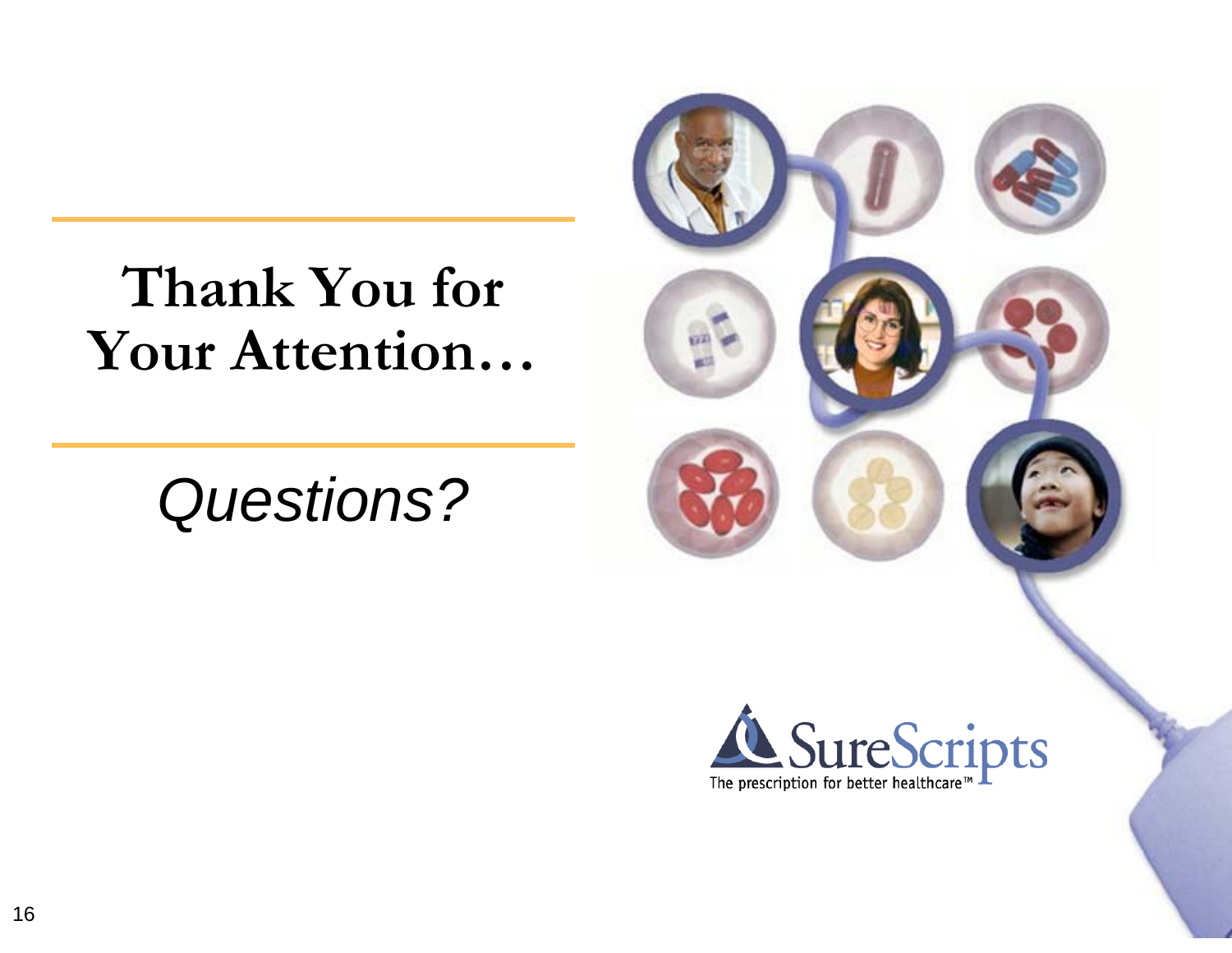# Thank You for Your Attention…

*Questions?*

SureScripts

The prescription for better healthcare™